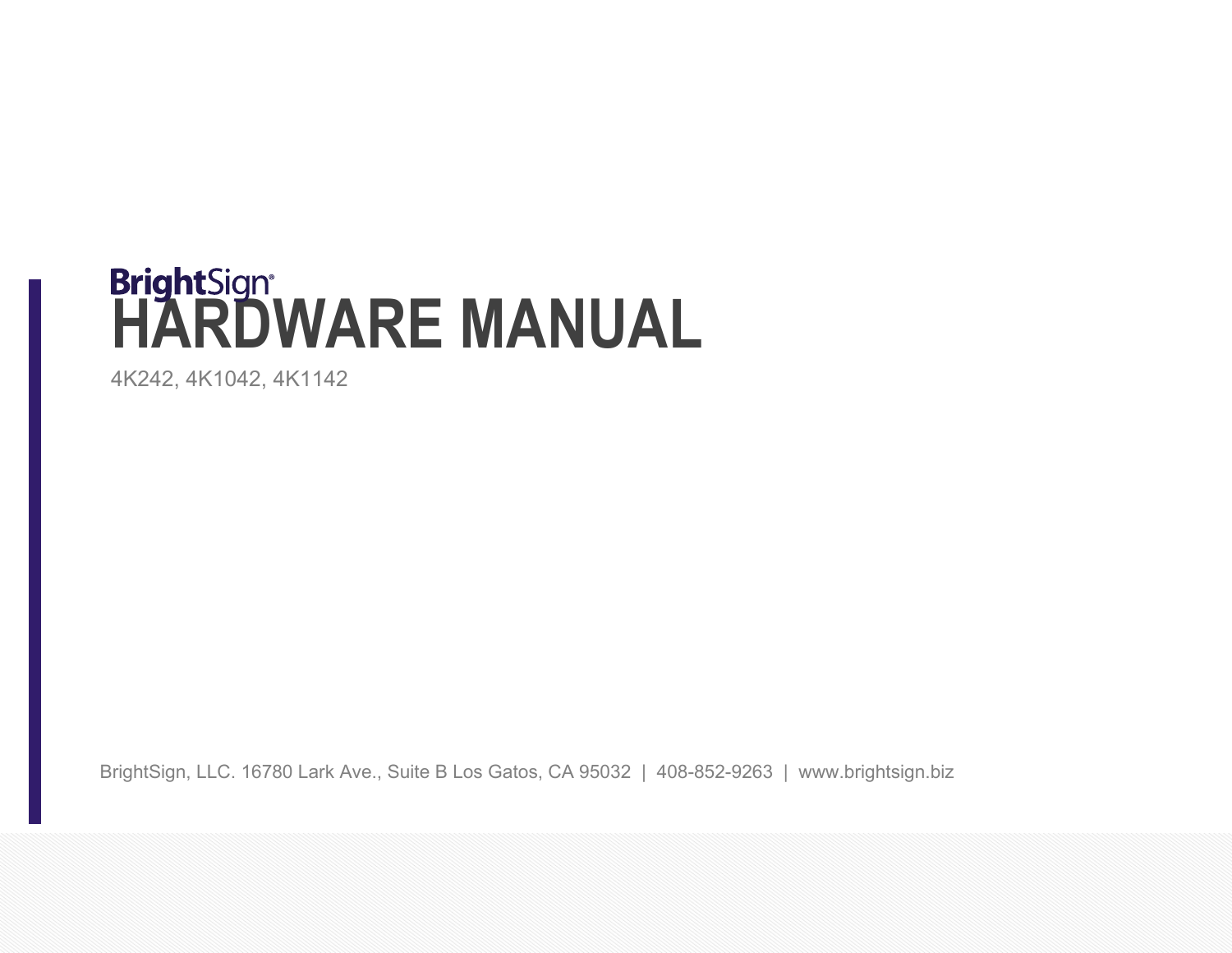BrightSign®

# HARDWARE MANUAL

4K242, 4K1042, 4K1142

BrightSign, LLC. 16780 Lark Ave., Suite B Los Gatos, CA 95032 | 408-852-9263 | www.brightsign.biz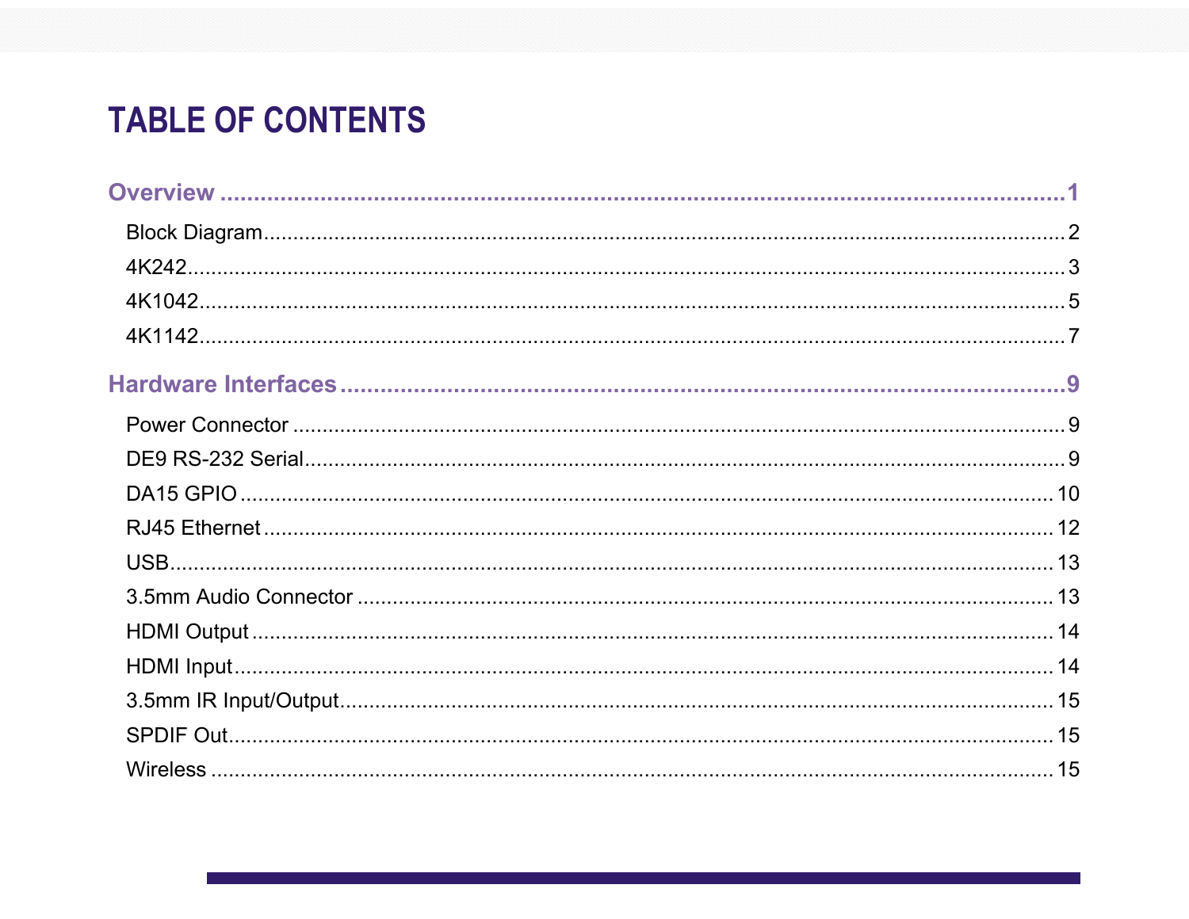# TABLE OF CONTENTS

**Overview** ..... 1

- Block Diagram ..... 2
- 4K242 ..... 3
- 4K1042 ..... 5
- 4K1142 ..... 7

**Hardware Interfaces** ..... 9

- Power Connector ..... 9
- DE9 RS-232 Serial ..... 9
- DA15 GPIO ..... 10
- RJ45 Ethernet ..... 12
- USB ..... 13
- 3.5mm Audio Connector ..... 13
- HDMI Output ..... 14
- HDMI Input ..... 14
- 3.5mm IR Input/Output ..... 15
- SPDIF Out ..... 15
- Wireless ..... 15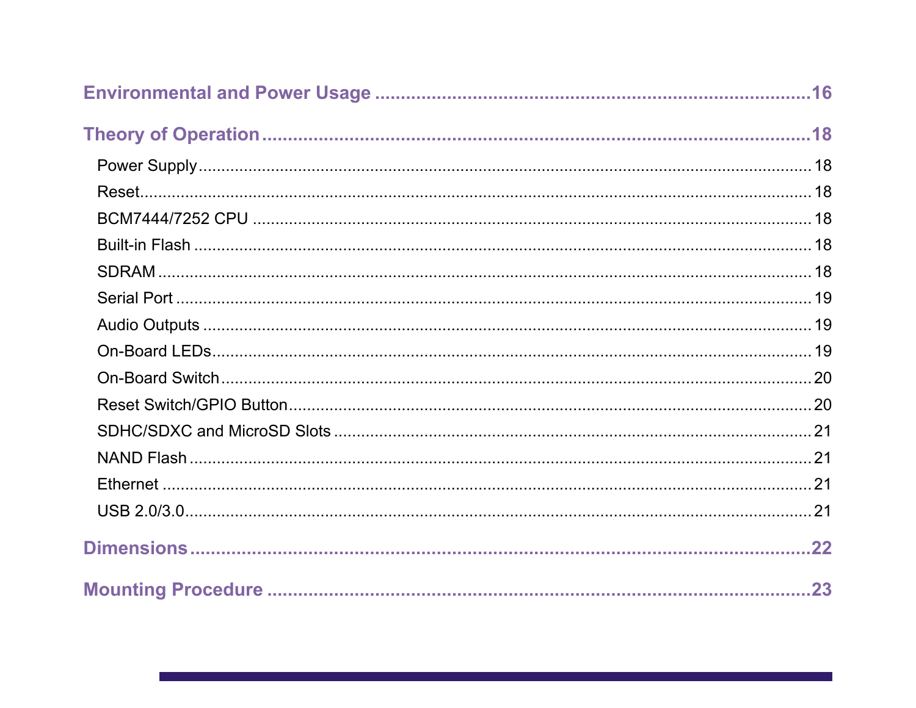Environmental and Power Usage ....................................................................16

Theory of Operation ...................................................................................18

- Power Supply ..........................................................................................18
- Reset ........................................................................................................18
- BCM7444/7252 CPU .................................................................................18
- Built-in Flash ............................................................................................18
- SDRAM .....................................................................................................18
- Serial Port ................................................................................................19
- Audio Outputs ..........................................................................................19
- On-Board LEDs .........................................................................................19
- On-Board Switch ......................................................................................20
- Reset Switch/GPIO Button ........................................................................20
- SDHC/SDXC and MicroSD Slots ...............................................................21
- NAND Flash ..............................................................................................21
- Ethernet ...................................................................................................21
- USB 2.0/3.0 ..............................................................................................21

Dimensions ..................................................................................................22

Mounting Procedure ...................................................................................23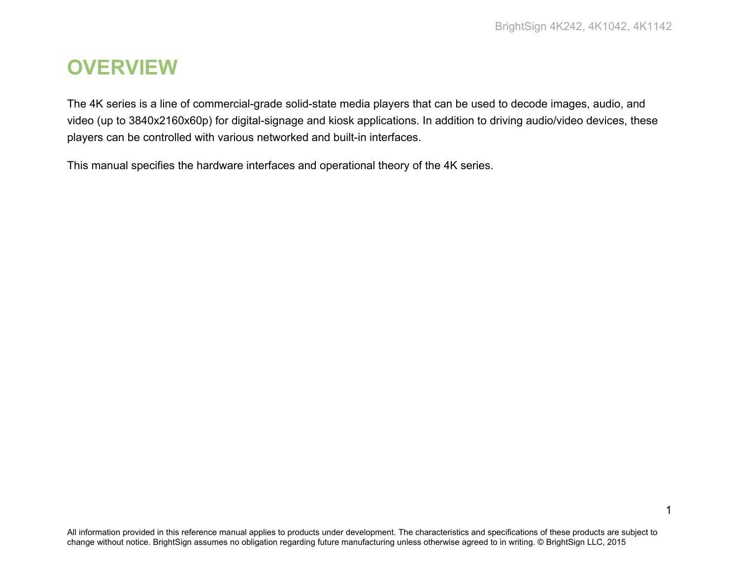# OVERVIEW

The 4K series is a line of commercial-grade solid-state media players that can be used to decode images, audio, and video (up to 3840x2160x60p) for digital-signage and kiosk applications. In addition to driving audio/video devices, these players can be controlled with various networked and built-in interfaces.

This manual specifies the hardware interfaces and operational theory of the 4K series.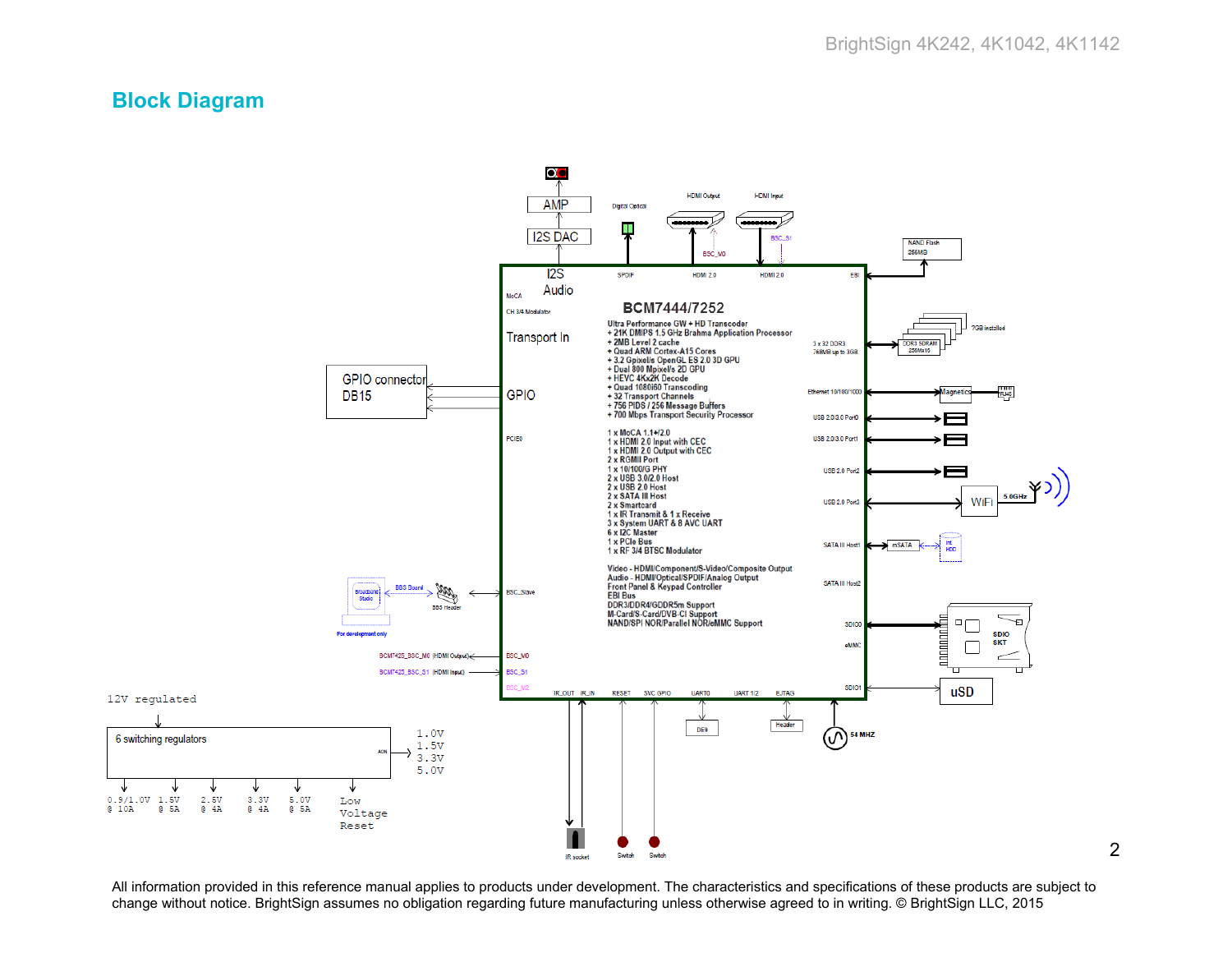## Block Diagram

AMP

I2S DAC

Digital Optical

HDMI Output

HDMI Input

BSC_M0

BSC_S1

NAND Flash 256MB

I2S Audio

SPDIF

HDMI 2.0

HDMI 2.0

EBI

MoCA

CH 3/4 Modulator

Transport In

GPIO

PCIE0

BSC_Slave

BSC_M0

BSC_S1

BSC_M2

**BCM7444/7252**

Ultra Performance GW + HD Transcoder
+ 21K DMIPS 1.5 GHz Brahma Application Processor
+ 2MB Level 2 cache
+ Quad ARM Cortex-A15 Cores
+ 3.2 Gpixel/s OpenGL ES 2.0 3D GPU
+ Dual 800 Mpixel/s 2D GPU
+ HEVC 4Kx2K Decode
+ Quad 1080i60 Transcoding
+ 32 Transport Channels
+ 756 PIDS / 256 Message Buffers
+ 700 Mbps Transport Security Processor

1 x MoCA 1.1+/2.0
1 x HDMI 2.0 Input with CEC
1 x HDMI 2.0 Output with CEC
2 x RGMII Port
1 x 10/100/G PHY
2 x USB 3.0/2.0 Host
2 x USB 2.0 Host
2 x SATA III Host
2 x Smartcard
1 x IR Transmit & 1 x Receive
3 x System UART & 8 AVC UART
6 x I2C Master
1 x PCIe Bus
1 x RF 3/4 BTSC Modulator

Video - HDMI/Component/S-Video/Composite Output
Audio - HDMI/Optical/SPDIF/Analog Output
Front Panel & Keypad Controller
EBI Bus
DDR3/DDR4/GDDR5m Support
M-Card/S-Card/DVB-CI Support
NAND/SPI NOR/Parallel NOR/eMMC Support

3 x 32 DDR3 768MB up to 3GB

DDR3 SDRAM 256Mx16

2GB installed

Ethernet 10/100/1000

Magnetics

RJ45

USB 2.0/3.0 Port0

USB 2.0/3.0 Port1

USB 2.0 Port2

USB 2.0 Port3

WiFi

5.0GHz

SATA III Host1

mSATA

Int HDD

SATA III Host2

SDIO0

eMMC

SDIO SKT

SDIO1

uSD

GPIO connector DB15

Broadband Studio

BBS Board

BBS Header

For development only

BCM7425_BSC_M0 (HDMI Output)

BCM7425_BSC_S1 (HDMI Input)

IR_OUT

IR_IN

RESET

SVC GPIO

UART0

UART 1/2

EJTAG

DE9

Header

54 MHZ

IR socket

Switch

Switch

12V regulated

6 switching regulators

AON

1.0V
1.5V
3.3V
5.0V

0.9/1.0V @ 10A

1.5V @ 5A

2.5V @ 4A

3.3V @ 4A

5.0V @ 5A

Low Voltage Reset

All information provided in this reference manual applies to products under development. The characteristics and specifications of these products are subject to change without notice. BrightSign assumes no obligation regarding future manufacturing unless otherwise agreed to in writing. © BrightSign LLC, 2015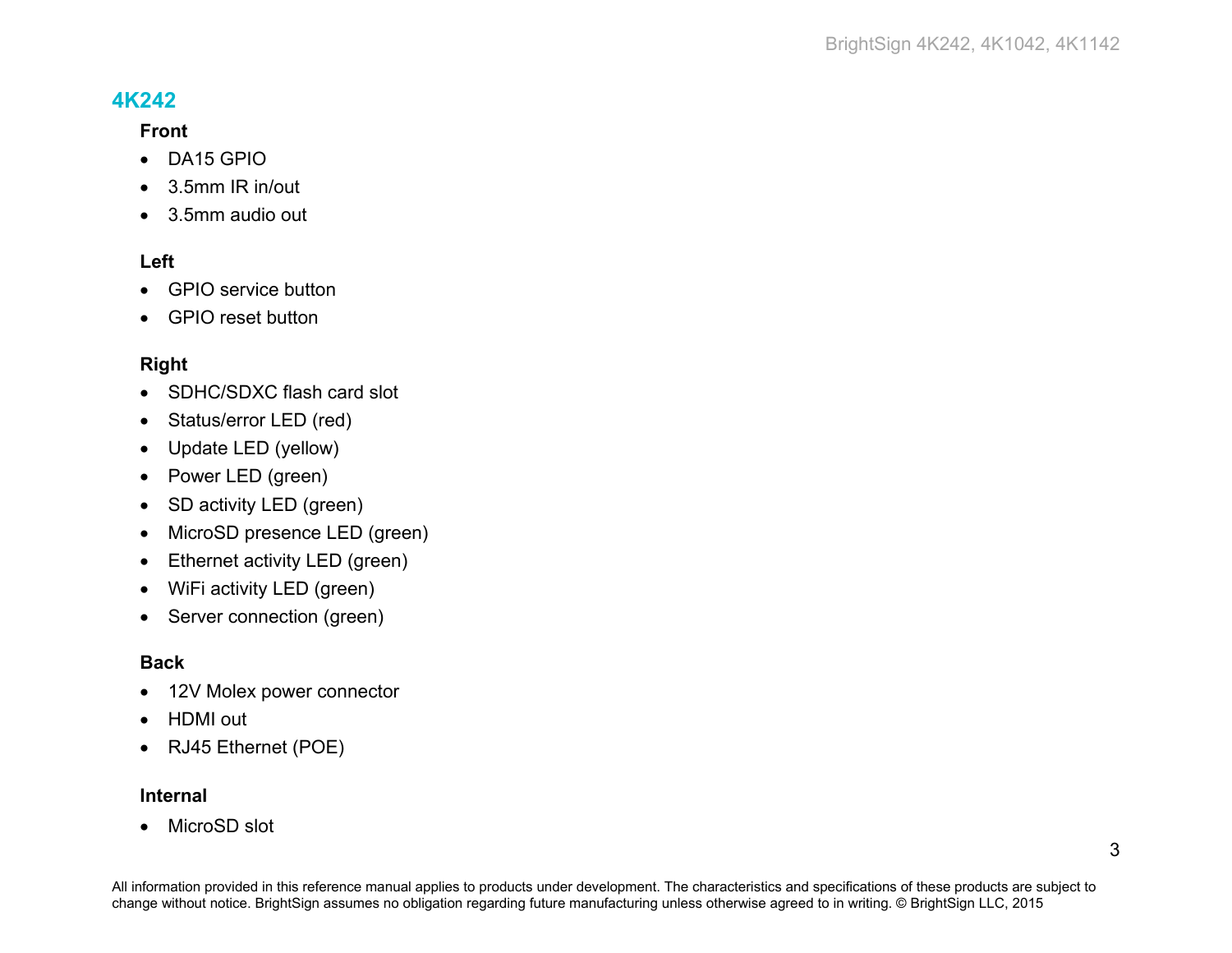## 4K242

### Front

- DA15 GPIO
- 3.5mm IR in/out
- 3.5mm audio out

### Left

- GPIO service button
- GPIO reset button

### Right

- SDHC/SDXC flash card slot
- Status/error LED (red)
- Update LED (yellow)
- Power LED (green)
- SD activity LED (green)
- MicroSD presence LED (green)
- Ethernet activity LED (green)
- WiFi activity LED (green)
- Server connection (green)

### Back

- 12V Molex power connector
- HDMI out
- RJ45 Ethernet (POE)

### Internal

- MicroSD slot

All information provided in this reference manual applies to products under development. The characteristics and specifications of these products are subject to change without notice. BrightSign assumes no obligation regarding future manufacturing unless otherwise agreed to in writing. © BrightSign LLC, 2015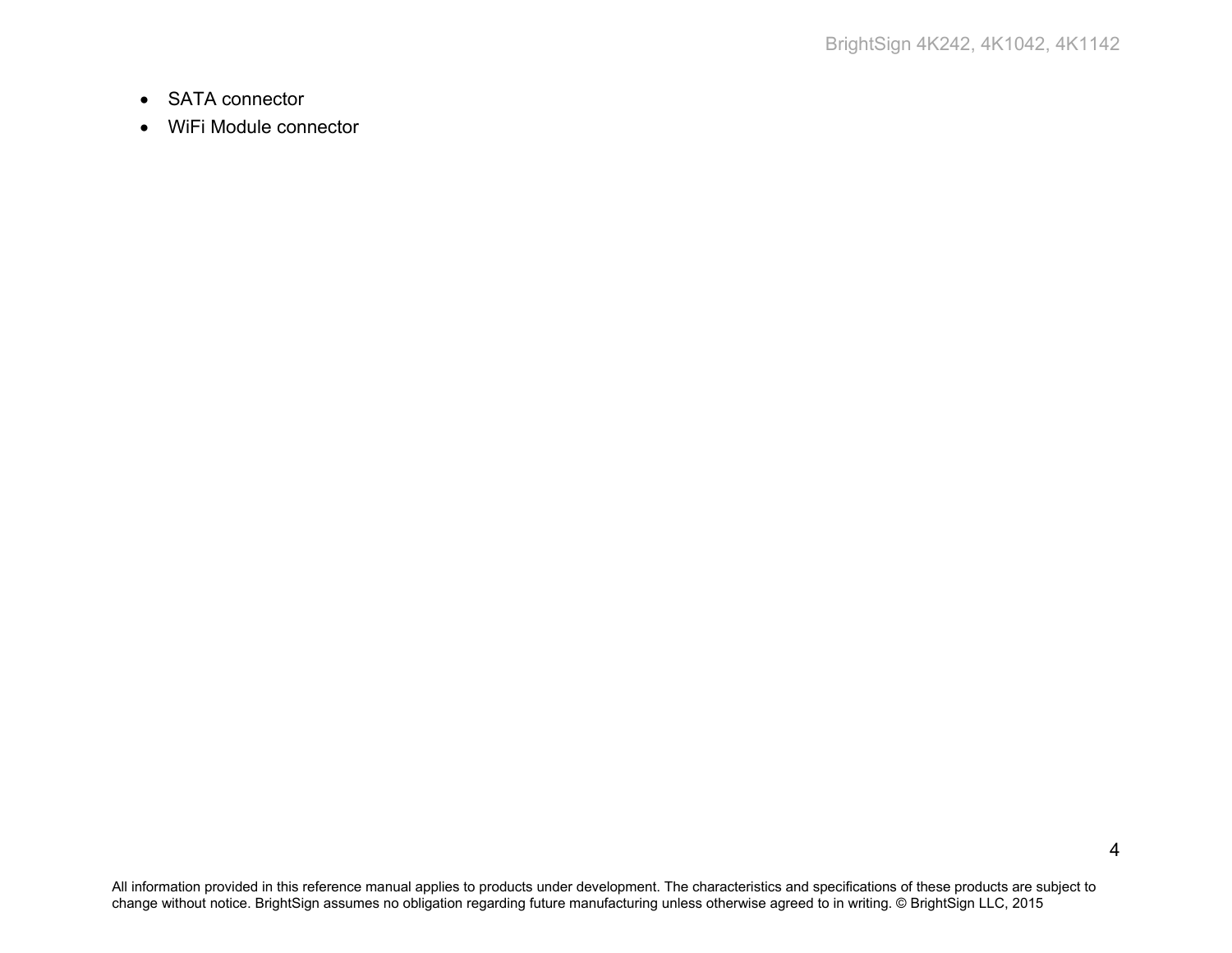- SATA connector
- WiFi Module connector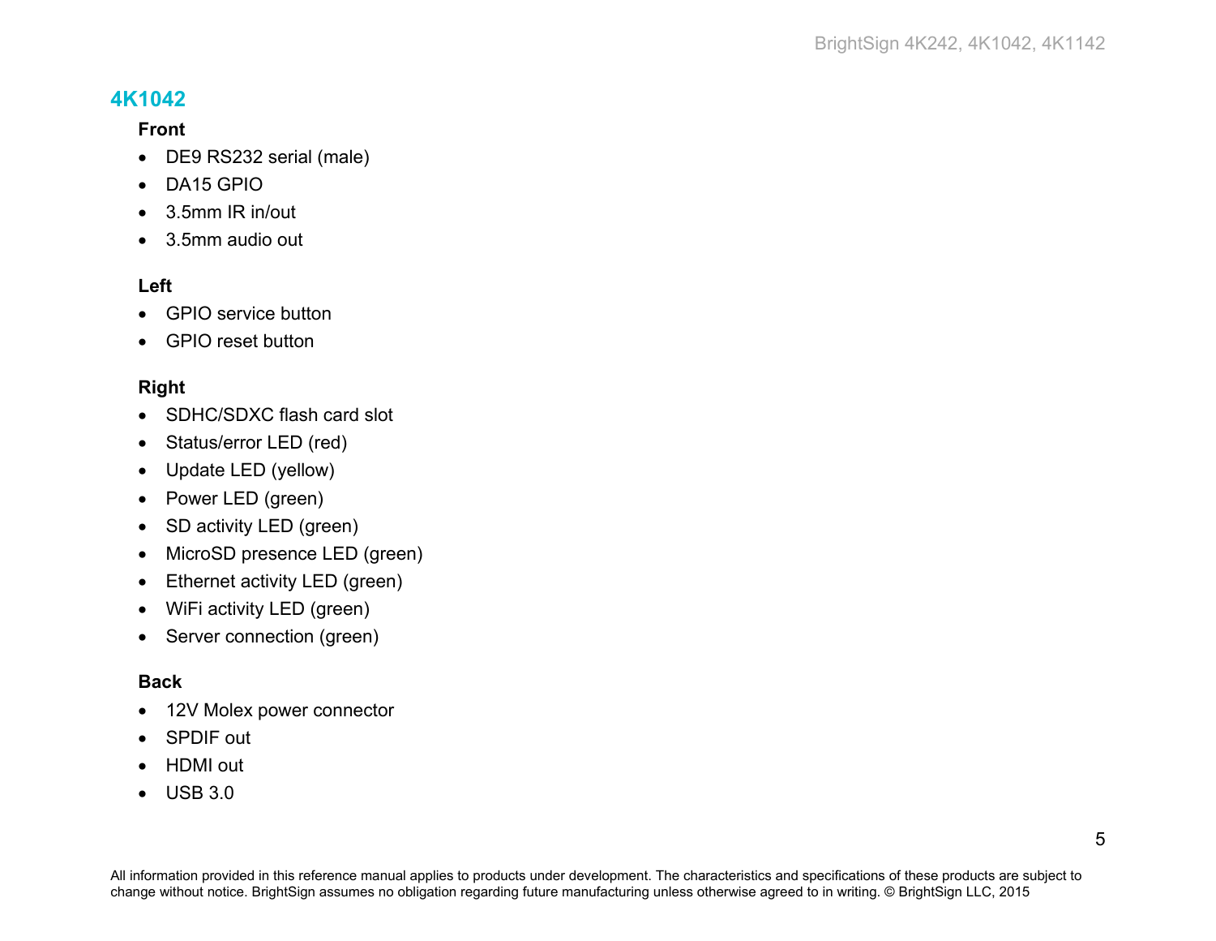## 4K1042

### Front

- DE9 RS232 serial (male)
- DA15 GPIO
- 3.5mm IR in/out
- 3.5mm audio out

### Left

- GPIO service button
- GPIO reset button

### Right

- SDHC/SDXC flash card slot
- Status/error LED (red)
- Update LED (yellow)
- Power LED (green)
- SD activity LED (green)
- MicroSD presence LED (green)
- Ethernet activity LED (green)
- WiFi activity LED (green)
- Server connection (green)

### Back

- 12V Molex power connector
- SPDIF out
- HDMI out
- USB 3.0

All information provided in this reference manual applies to products under development. The characteristics and specifications of these products are subject to change without notice. BrightSign assumes no obligation regarding future manufacturing unless otherwise agreed to in writing. © BrightSign LLC, 2015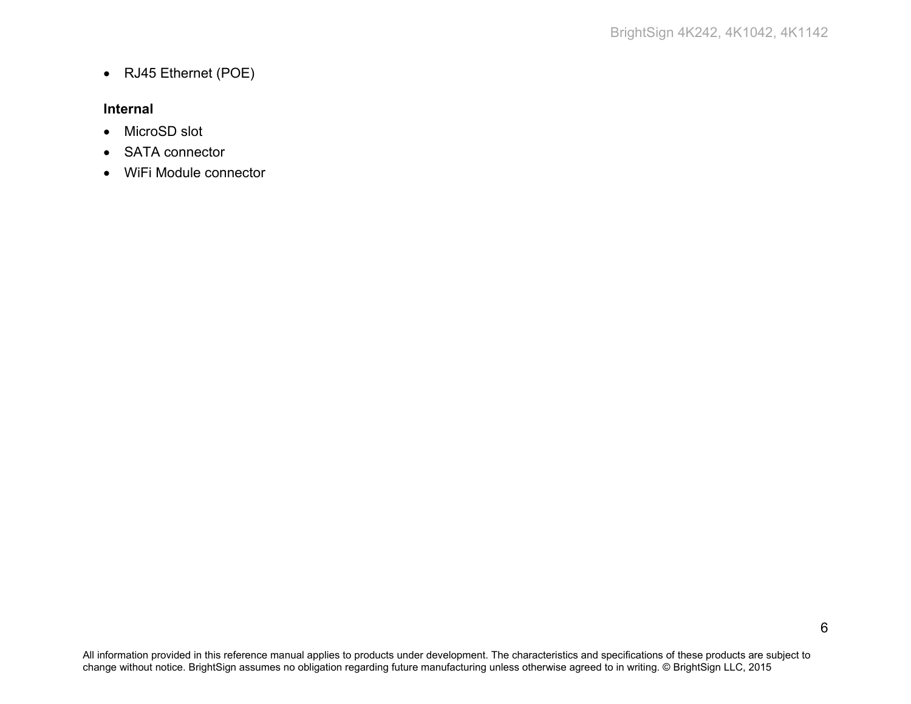- RJ45 Ethernet (POE)

**Internal**

- MicroSD slot
- SATA connector
- WiFi Module connector

All information provided in this reference manual applies to products under development. The characteristics and specifications of these products are subject to change without notice. BrightSign assumes no obligation regarding future manufacturing unless otherwise agreed to in writing. © BrightSign LLC, 2015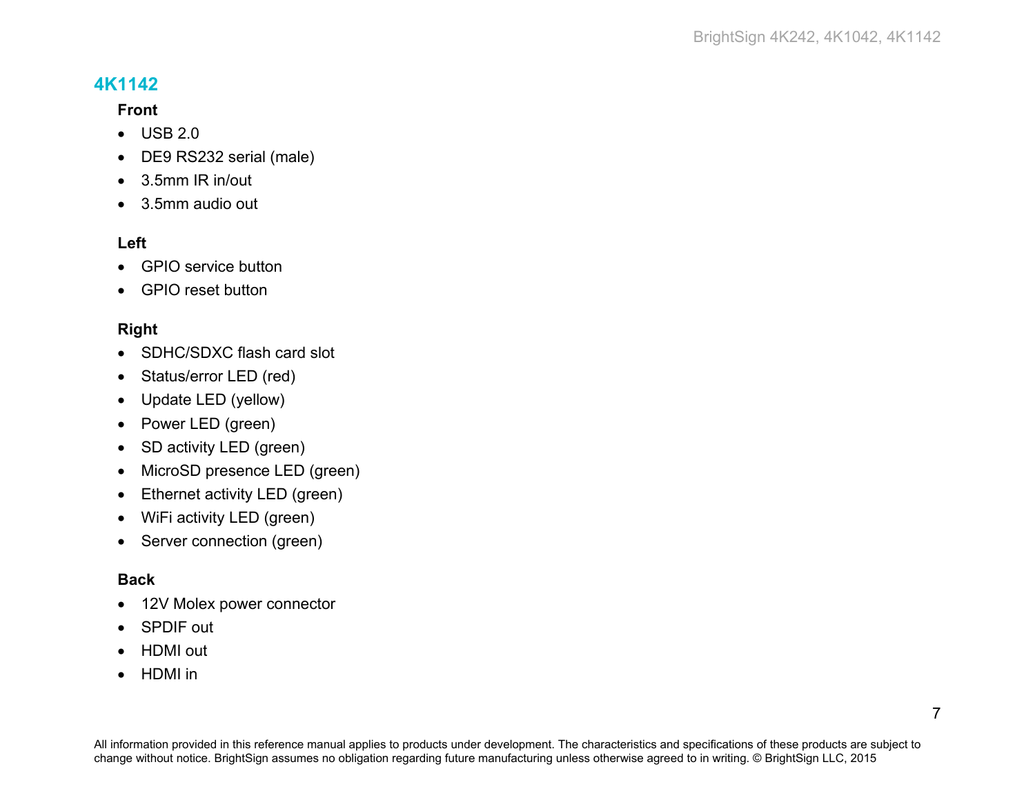## 4K1142

### Front

- USB 2.0
- DE9 RS232 serial (male)
- 3.5mm IR in/out
- 3.5mm audio out

### Left

- GPIO service button
- GPIO reset button

### Right

- SDHC/SDXC flash card slot
- Status/error LED (red)
- Update LED (yellow)
- Power LED (green)
- SD activity LED (green)
- MicroSD presence LED (green)
- Ethernet activity LED (green)
- WiFi activity LED (green)
- Server connection (green)

### Back

- 12V Molex power connector
- SPDIF out
- HDMI out
- HDMI in

All information provided in this reference manual applies to products under development. The characteristics and specifications of these products are subject to change without notice. BrightSign assumes no obligation regarding future manufacturing unless otherwise agreed to in writing. © BrightSign LLC, 2015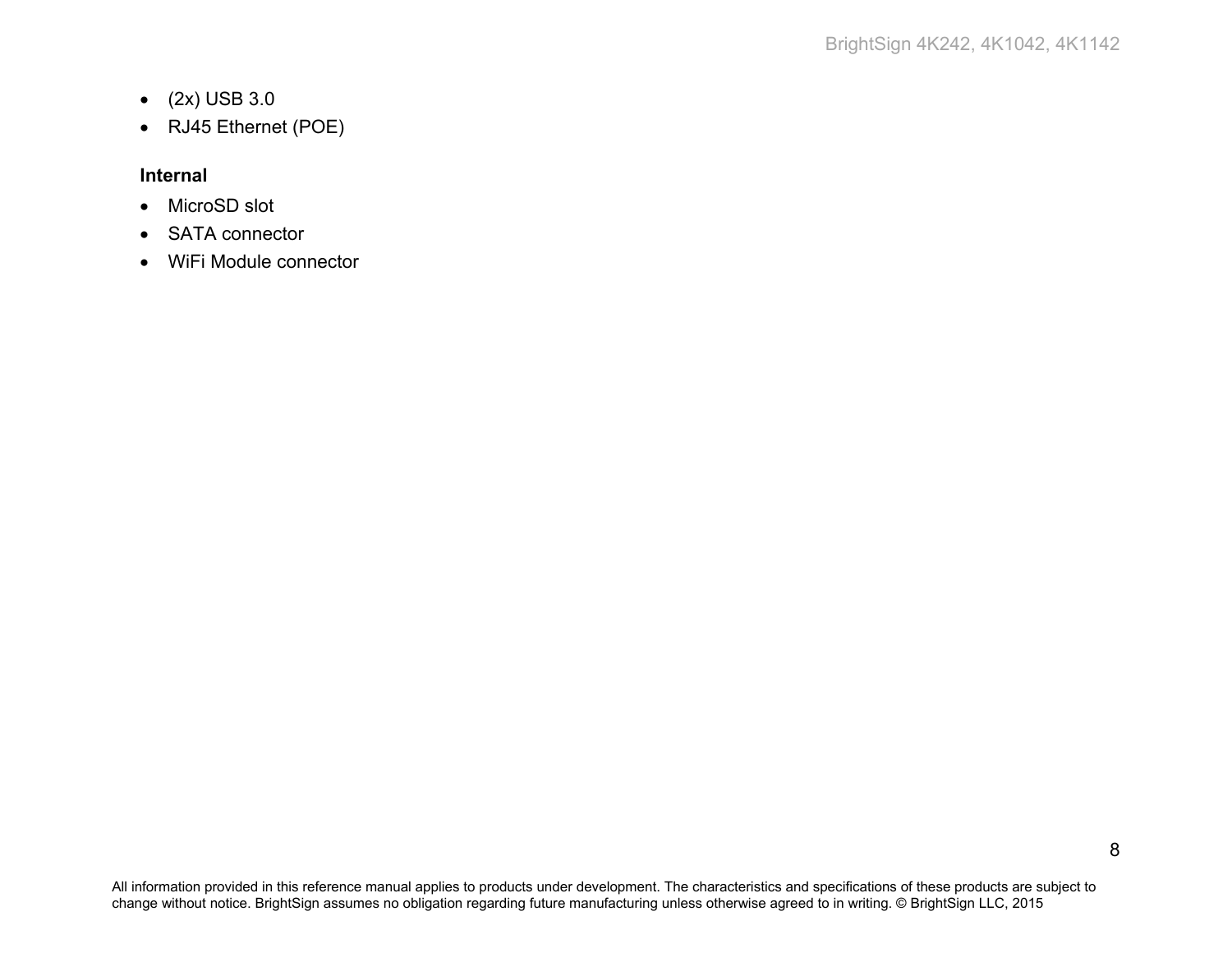- (2x) USB 3.0
- RJ45 Ethernet (POE)

**Internal**

- MicroSD slot
- SATA connector
- WiFi Module connector

All information provided in this reference manual applies to products under development. The characteristics and specifications of these products are subject to change without notice. BrightSign assumes no obligation regarding future manufacturing unless otherwise agreed to in writing. © BrightSign LLC, 2015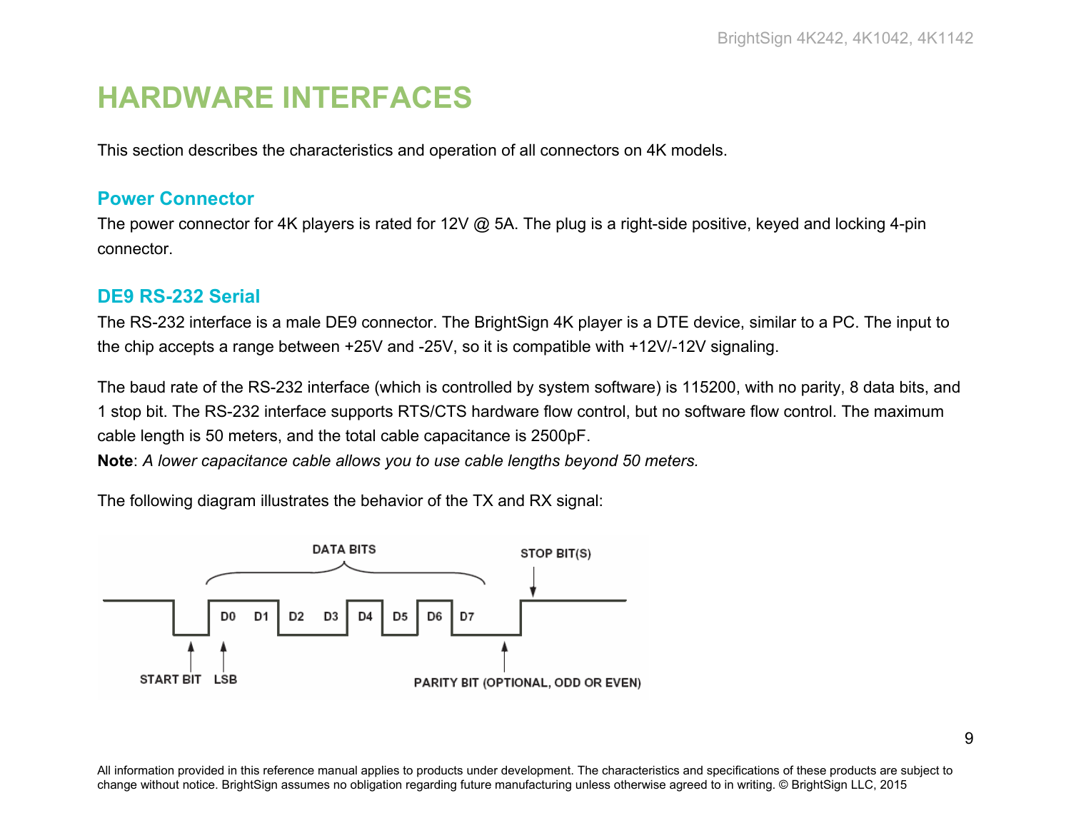# HARDWARE INTERFACES

This section describes the characteristics and operation of all connectors on 4K models.

## Power Connector

The power connector for 4K players is rated for 12V @ 5A. The plug is a right-side positive, keyed and locking 4-pin connector.

## DE9 RS-232 Serial

The RS-232 interface is a male DE9 connector. The BrightSign 4K player is a DTE device, similar to a PC. The input to the chip accepts a range between +25V and -25V, so it is compatible with +12V/-12V signaling.

The baud rate of the RS-232 interface (which is controlled by system software) is 115200, with no parity, 8 data bits, and 1 stop bit. The RS-232 interface supports RTS/CTS hardware flow control, but no software flow control. The maximum cable length is 50 meters, and the total cable capacitance is 2500pF.

**Note**: *A lower capacitance cable allows you to use cable lengths beyond 50 meters.*

The following diagram illustrates the behavior of the TX and RX signal:

DATA BITS

STOP BIT(S)

D0 D1 D2 D3 D4 D5 D6 D7

START BIT LSB

PARITY BIT (OPTIONAL, ODD OR EVEN)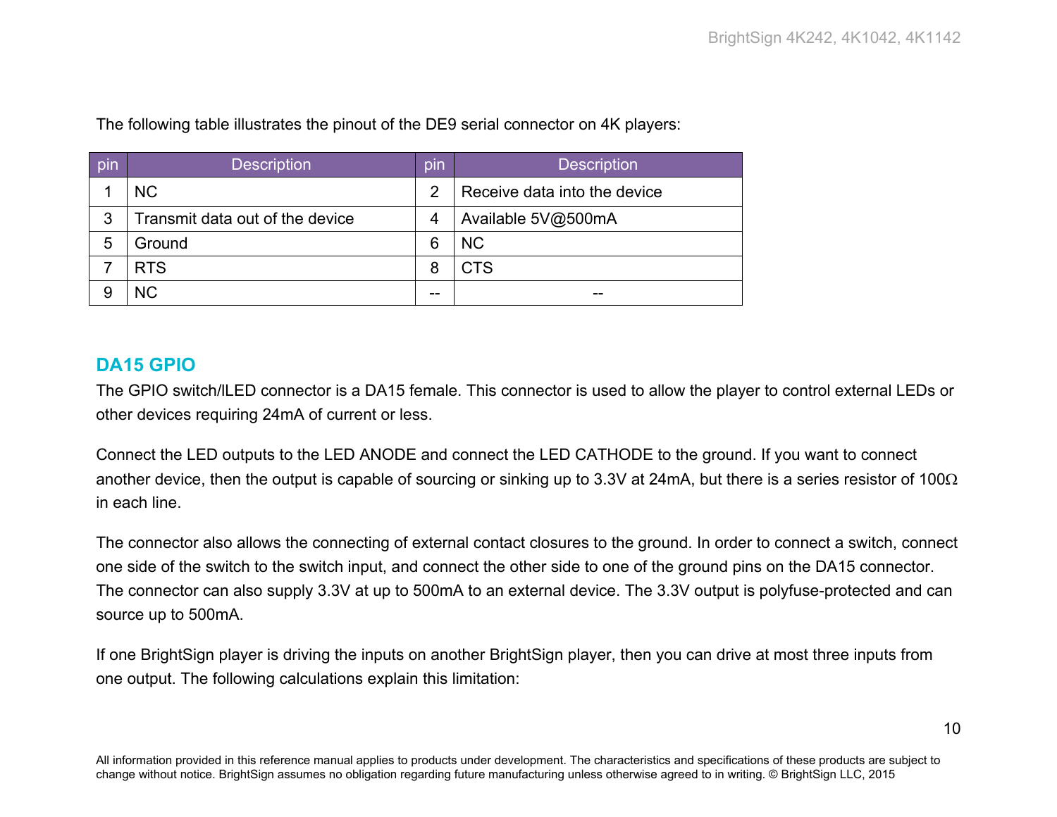The following table illustrates the pinout of the DE9 serial connector on 4K players:

| pin | Description | pin | Description |
| --- | --- | --- | --- |
| 1 | NC | 2 | Receive data into the device |
| 3 | Transmit data out of the device | 4 | Available 5V@500mA |
| 5 | Ground | 6 | NC |
| 7 | RTS | 8 | CTS |
| 9 | NC | -- | -- |

## DA15 GPIO

The GPIO switch/lLED connector is a DA15 female. This connector is used to allow the player to control external LEDs or other devices requiring 24mA of current or less.

Connect the LED outputs to the LED ANODE and connect the LED CATHODE to the ground. If you want to connect another device, then the output is capable of sourcing or sinking up to 3.3V at 24mA, but there is a series resistor of 100Ω in each line.

The connector also allows the connecting of external contact closures to the ground. In order to connect a switch, connect one side of the switch to the switch input, and connect the other side to one of the ground pins on the DA15 connector. The connector can also supply 3.3V at up to 500mA to an external device. The 3.3V output is polyfuse-protected and can source up to 500mA.

If one BrightSign player is driving the inputs on another BrightSign player, then you can drive at most three inputs from one output. The following calculations explain this limitation: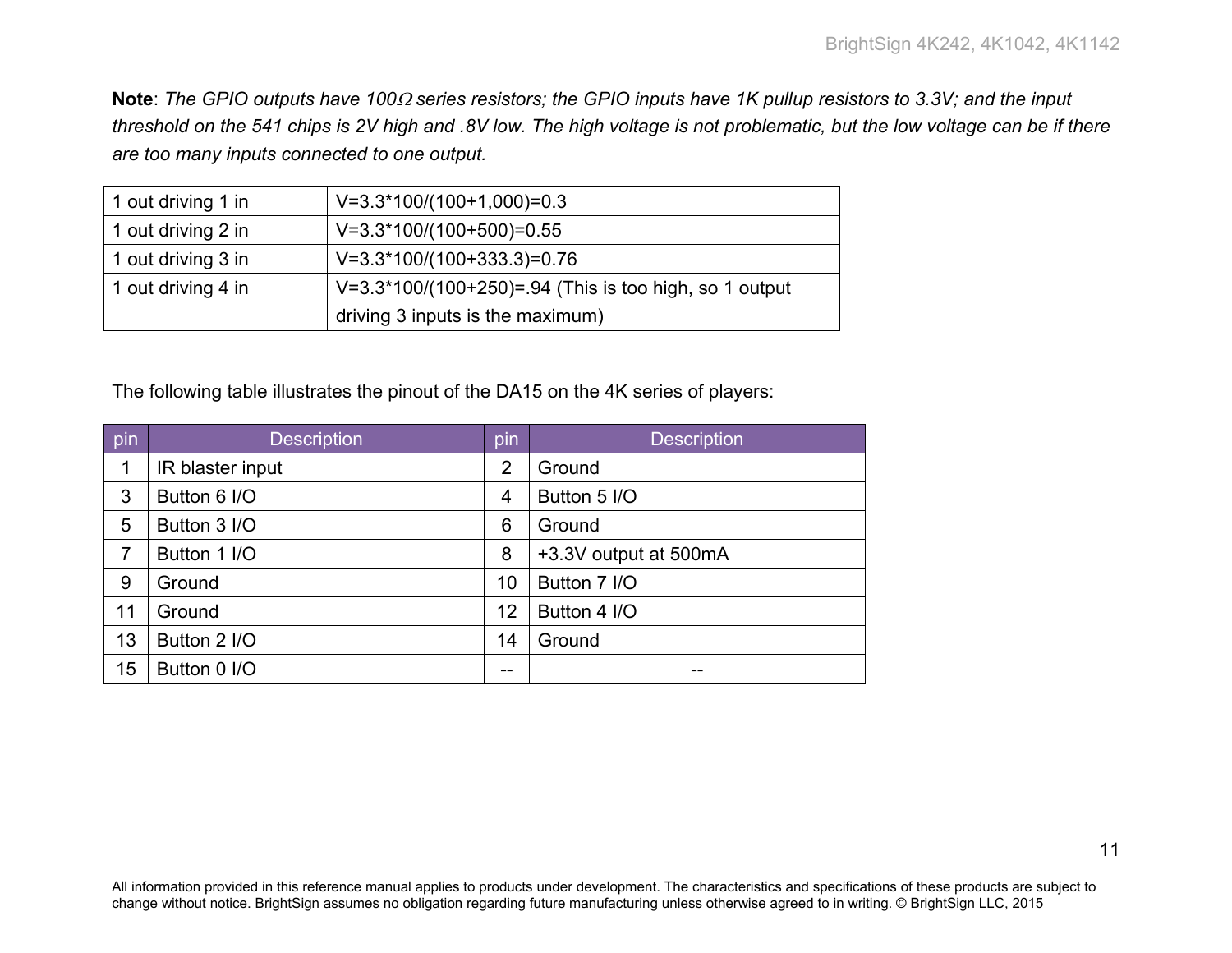**Note**: *The GPIO outputs have 100Ω series resistors; the GPIO inputs have 1K pullup resistors to 3.3V; and the input threshold on the 541 chips is 2V high and .8V low. The high voltage is not problematic, but the low voltage can be if there are too many inputs connected to one output.*

| | |
|---|---|
| 1 out driving 1 in | V=3.3*100/(100+1,000)=0.3 |
| 1 out driving 2 in | V=3.3*100/(100+500)=0.55 |
| 1 out driving 3 in | V=3.3*100/(100+333.3)=0.76 |
| 1 out driving 4 in | V=3.3*100/(100+250)=.94 (This is too high, so 1 output driving 3 inputs is the maximum) |

The following table illustrates the pinout of the DA15 on the 4K series of players:

| pin | Description | pin | Description |
|---|---|---|---|
| 1 | IR blaster input | 2 | Ground |
| 3 | Button 6 I/O | 4 | Button 5 I/O |
| 5 | Button 3 I/O | 6 | Ground |
| 7 | Button 1 I/O | 8 | +3.3V output at 500mA |
| 9 | Ground | 10 | Button 7 I/O |
| 11 | Ground | 12 | Button 4 I/O |
| 13 | Button 2 I/O | 14 | Ground |
| 15 | Button 0 I/O | -- | -- |

All information provided in this reference manual applies to products under development. The characteristics and specifications of these products are subject to change without notice. BrightSign assumes no obligation regarding future manufacturing unless otherwise agreed to in writing. © BrightSign LLC, 2015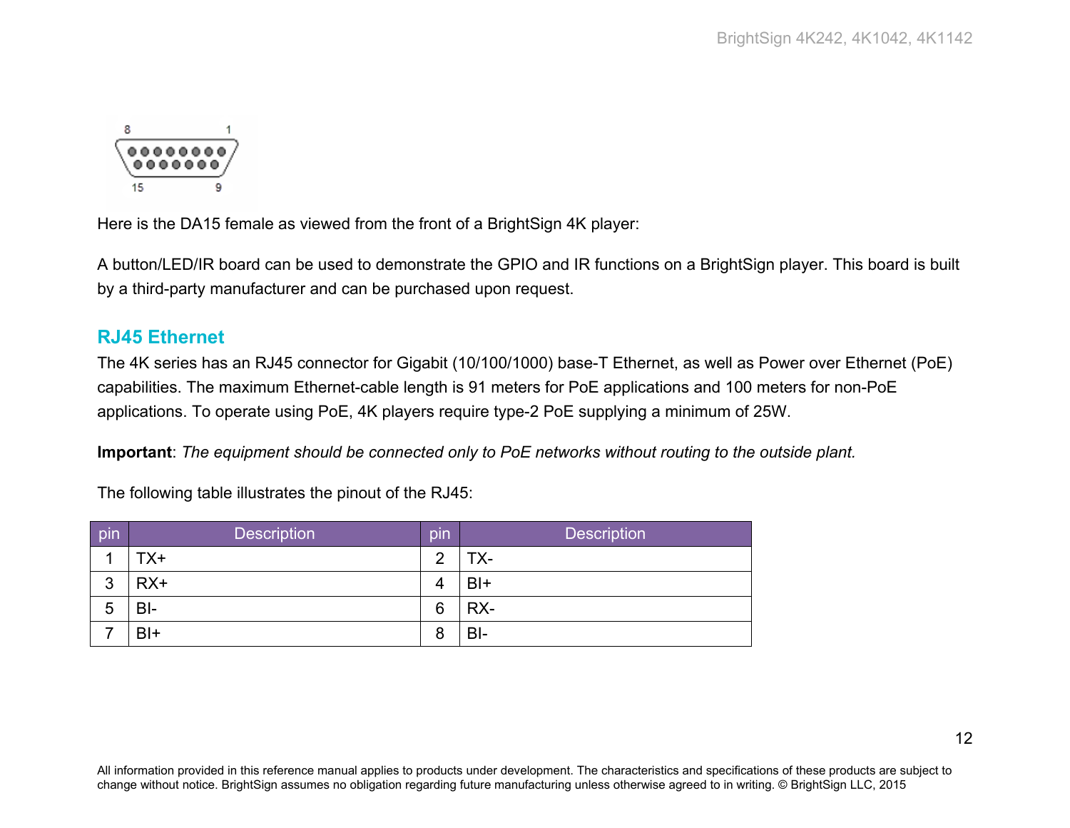Here is the DA15 female as viewed from the front of a BrightSign 4K player:

A button/LED/IR board can be used to demonstrate the GPIO and IR functions on a BrightSign player. This board is built by a third-party manufacturer and can be purchased upon request.

## RJ45 Ethernet

The 4K series has an RJ45 connector for Gigabit (10/100/1000) base-T Ethernet, as well as Power over Ethernet (PoE) capabilities. The maximum Ethernet-cable length is 91 meters for PoE applications and 100 meters for non-PoE applications. To operate using PoE, 4K players require type-2 PoE supplying a minimum of 25W.

**Important**: *The equipment should be connected only to PoE networks without routing to the outside plant.*

The following table illustrates the pinout of the RJ45:

| pin | Description | pin | Description |
|---|---|---|---|
| 1 | TX+ | 2 | TX- |
| 3 | RX+ | 4 | BI+ |
| 5 | BI- | 6 | RX- |
| 7 | BI+ | 8 | BI- |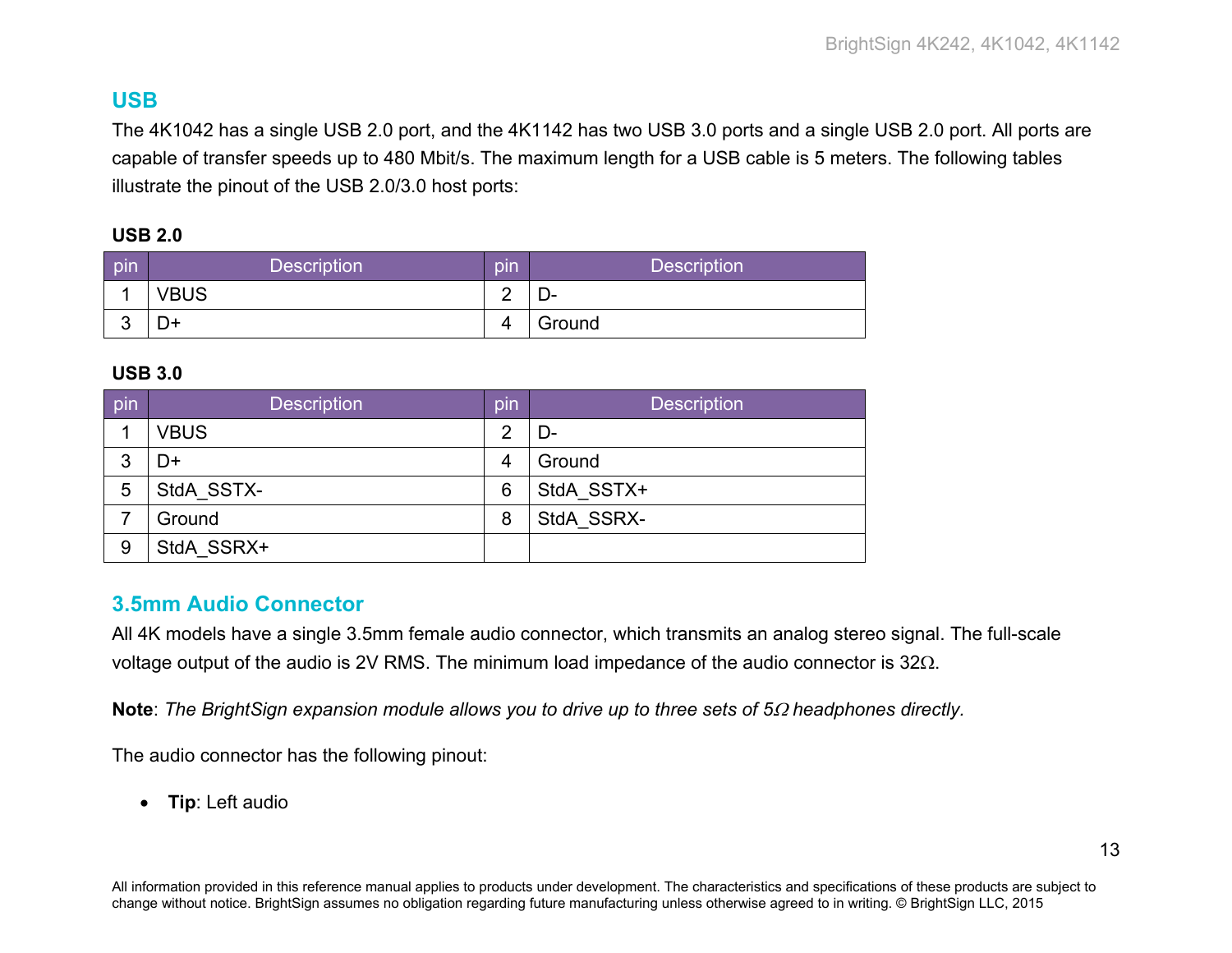## USB

The 4K1042 has a single USB 2.0 port, and the 4K1142 has two USB 3.0 ports and a single USB 2.0 port. All ports are capable of transfer speeds up to 480 Mbit/s. The maximum length for a USB cable is 5 meters. The following tables illustrate the pinout of the USB 2.0/3.0 host ports:

**USB 2.0**

| pin | Description | pin | Description |
|---|---|---|---|
| 1 | VBUS | 2 | D- |
| 3 | D+ | 4 | Ground |

**USB 3.0**

| pin | Description | pin | Description |
|---|---|---|---|
| 1 | VBUS | 2 | D- |
| 3 | D+ | 4 | Ground |
| 5 | StdA_SSTX- | 6 | StdA_SSTX+ |
| 7 | Ground | 8 | StdA_SSRX- |
| 9 | StdA_SSRX+ | | |

## 3.5mm Audio Connector

All 4K models have a single 3.5mm female audio connector, which transmits an analog stereo signal. The full-scale voltage output of the audio is 2V RMS. The minimum load impedance of the audio connector is 32Ω.

**Note**: *The BrightSign expansion module allows you to drive up to three sets of 5Ω headphones directly.*

The audio connector has the following pinout:

- **Tip**: Left audio

All information provided in this reference manual applies to products under development. The characteristics and specifications of these products are subject to change without notice. BrightSign assumes no obligation regarding future manufacturing unless otherwise agreed to in writing. © BrightSign LLC, 2015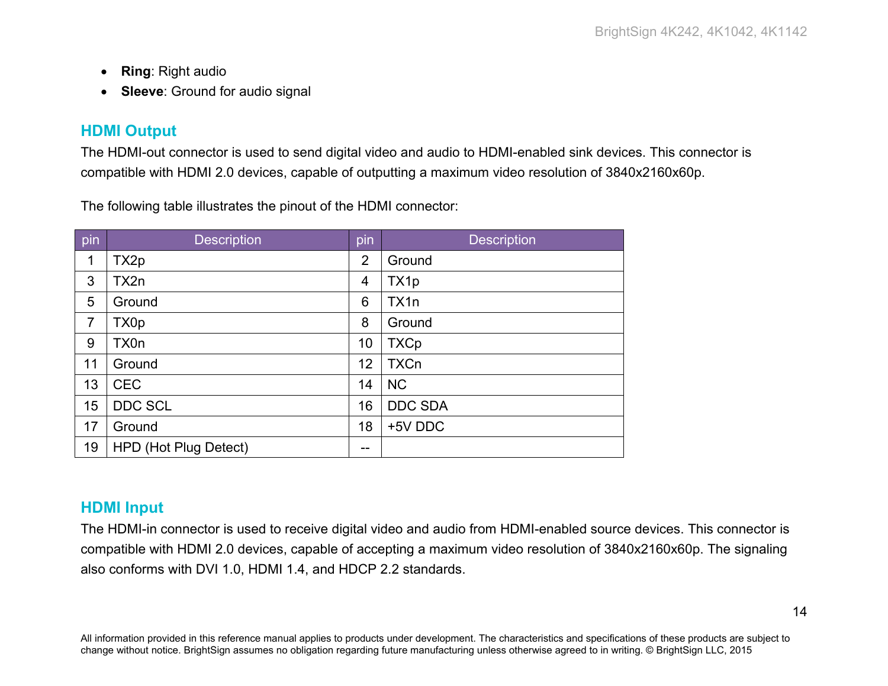- **Ring**: Right audio
- **Sleeve**: Ground for audio signal

## HDMI Output

The HDMI-out connector is used to send digital video and audio to HDMI-enabled sink devices. This connector is compatible with HDMI 2.0 devices, capable of outputting a maximum video resolution of 3840x2160x60p.

The following table illustrates the pinout of the HDMI connector:

| pin | Description | pin | Description |
|---|---|---|---|
| 1 | TX2p | 2 | Ground |
| 3 | TX2n | 4 | TX1p |
| 5 | Ground | 6 | TX1n |
| 7 | TX0p | 8 | Ground |
| 9 | TX0n | 10 | TXCp |
| 11 | Ground | 12 | TXCn |
| 13 | CEC | 14 | NC |
| 15 | DDC SCL | 16 | DDC SDA |
| 17 | Ground | 18 | +5V DDC |
| 19 | HPD (Hot Plug Detect) | -- | |

## HDMI Input

The HDMI-in connector is used to receive digital video and audio from HDMI-enabled source devices. This connector is compatible with HDMI 2.0 devices, capable of accepting a maximum video resolution of 3840x2160x60p. The signaling also conforms with DVI 1.0, HDMI 1.4, and HDCP 2.2 standards.

All information provided in this reference manual applies to products under development. The characteristics and specifications of these products are subject to change without notice. BrightSign assumes no obligation regarding future manufacturing unless otherwise agreed to in writing. © BrightSign LLC, 2015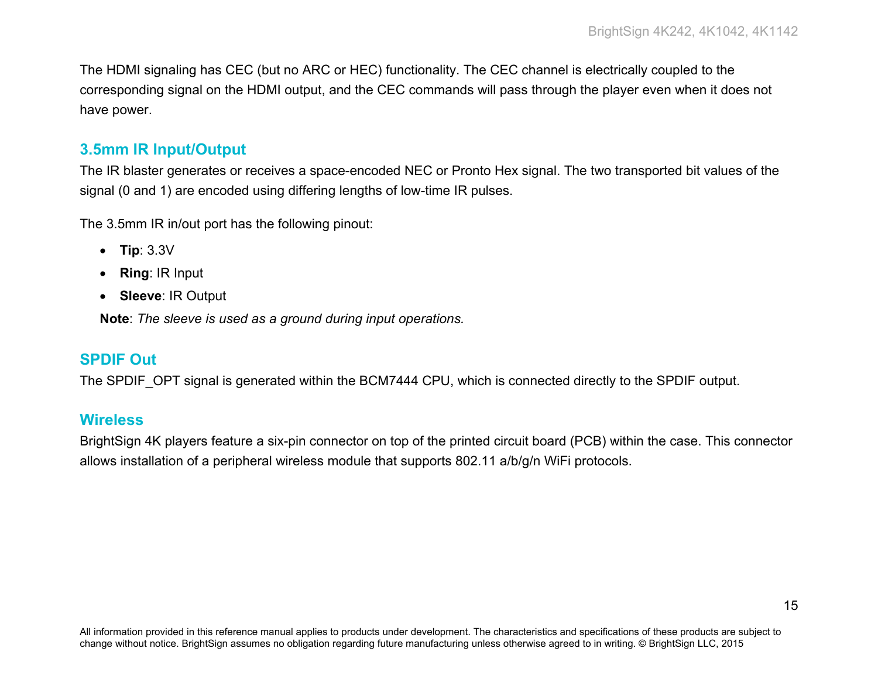The HDMI signaling has CEC (but no ARC or HEC) functionality. The CEC channel is electrically coupled to the corresponding signal on the HDMI output, and the CEC commands will pass through the player even when it does not have power.

## 3.5mm IR Input/Output

The IR blaster generates or receives a space-encoded NEC or Pronto Hex signal. The two transported bit values of the signal (0 and 1) are encoded using differing lengths of low-time IR pulses.

The 3.5mm IR in/out port has the following pinout:

- **Tip**: 3.3V
- **Ring**: IR Input
- **Sleeve**: IR Output

**Note**: *The sleeve is used as a ground during input operations.*

## SPDIF Out

The SPDIF_OPT signal is generated within the BCM7444 CPU, which is connected directly to the SPDIF output.

## Wireless

BrightSign 4K players feature a six-pin connector on top of the printed circuit board (PCB) within the case. This connector allows installation of a peripheral wireless module that supports 802.11 a/b/g/n WiFi protocols.

All information provided in this reference manual applies to products under development. The characteristics and specifications of these products are subject to change without notice. BrightSign assumes no obligation regarding future manufacturing unless otherwise agreed to in writing. © BrightSign LLC, 2015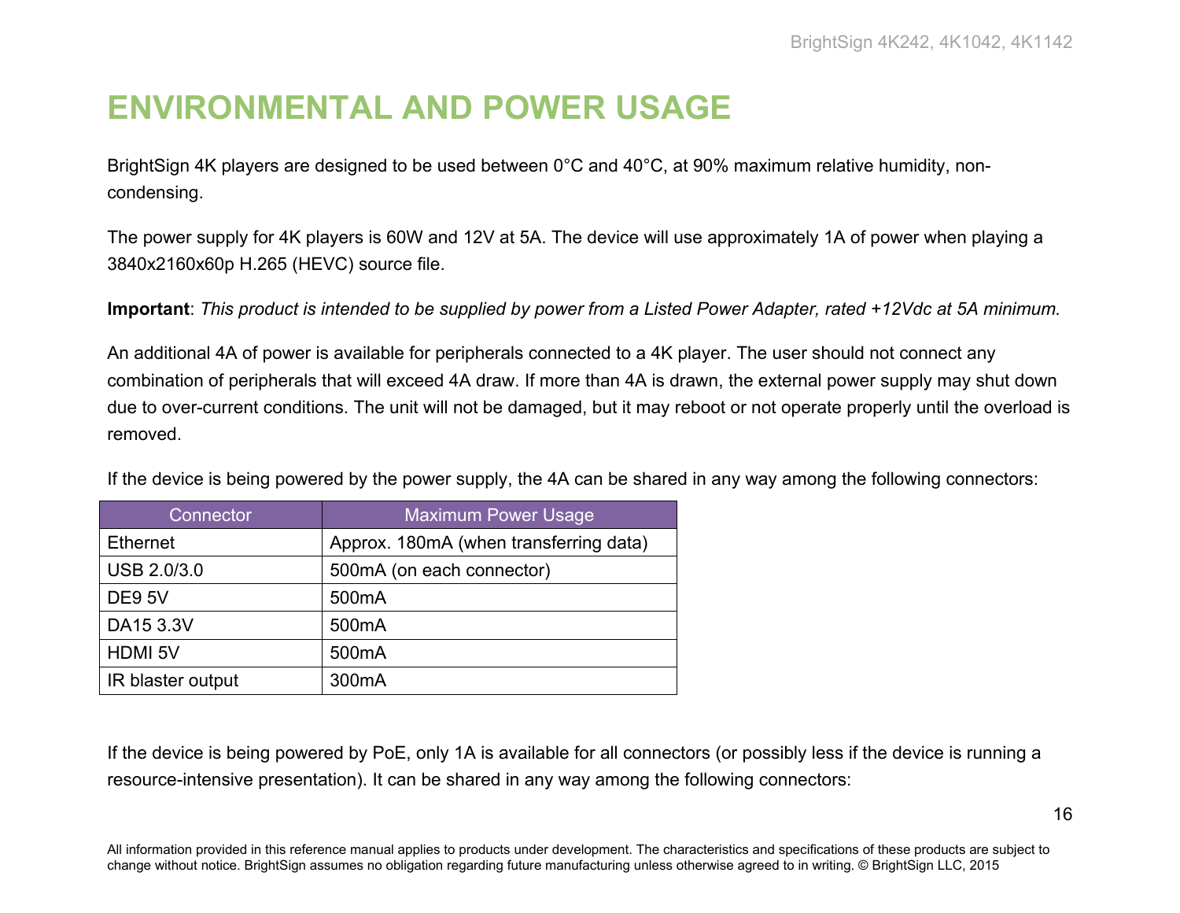# ENVIRONMENTAL AND POWER USAGE

BrightSign 4K players are designed to be used between 0°C and 40°C, at 90% maximum relative humidity, non-condensing.

The power supply for 4K players is 60W and 12V at 5A. The device will use approximately 1A of power when playing a 3840x2160x60p H.265 (HEVC) source file.

**Important**: *This product is intended to be supplied by power from a Listed Power Adapter, rated +12Vdc at 5A minimum.*

An additional 4A of power is available for peripherals connected to a 4K player. The user should not connect any combination of peripherals that will exceed 4A draw. If more than 4A is drawn, the external power supply may shut down due to over-current conditions. The unit will not be damaged, but it may reboot or not operate properly until the overload is removed.

If the device is being powered by the power supply, the 4A can be shared in any way among the following connectors:

| Connector | Maximum Power Usage |
|---|---|
| Ethernet | Approx. 180mA (when transferring data) |
| USB 2.0/3.0 | 500mA (on each connector) |
| DE9 5V | 500mA |
| DA15 3.3V | 500mA |
| HDMI 5V | 500mA |
| IR blaster output | 300mA |

If the device is being powered by PoE, only 1A is available for all connectors (or possibly less if the device is running a resource-intensive presentation). It can be shared in any way among the following connectors:

All information provided in this reference manual applies to products under development. The characteristics and specifications of these products are subject to change without notice. BrightSign assumes no obligation regarding future manufacturing unless otherwise agreed to in writing. © BrightSign LLC, 2015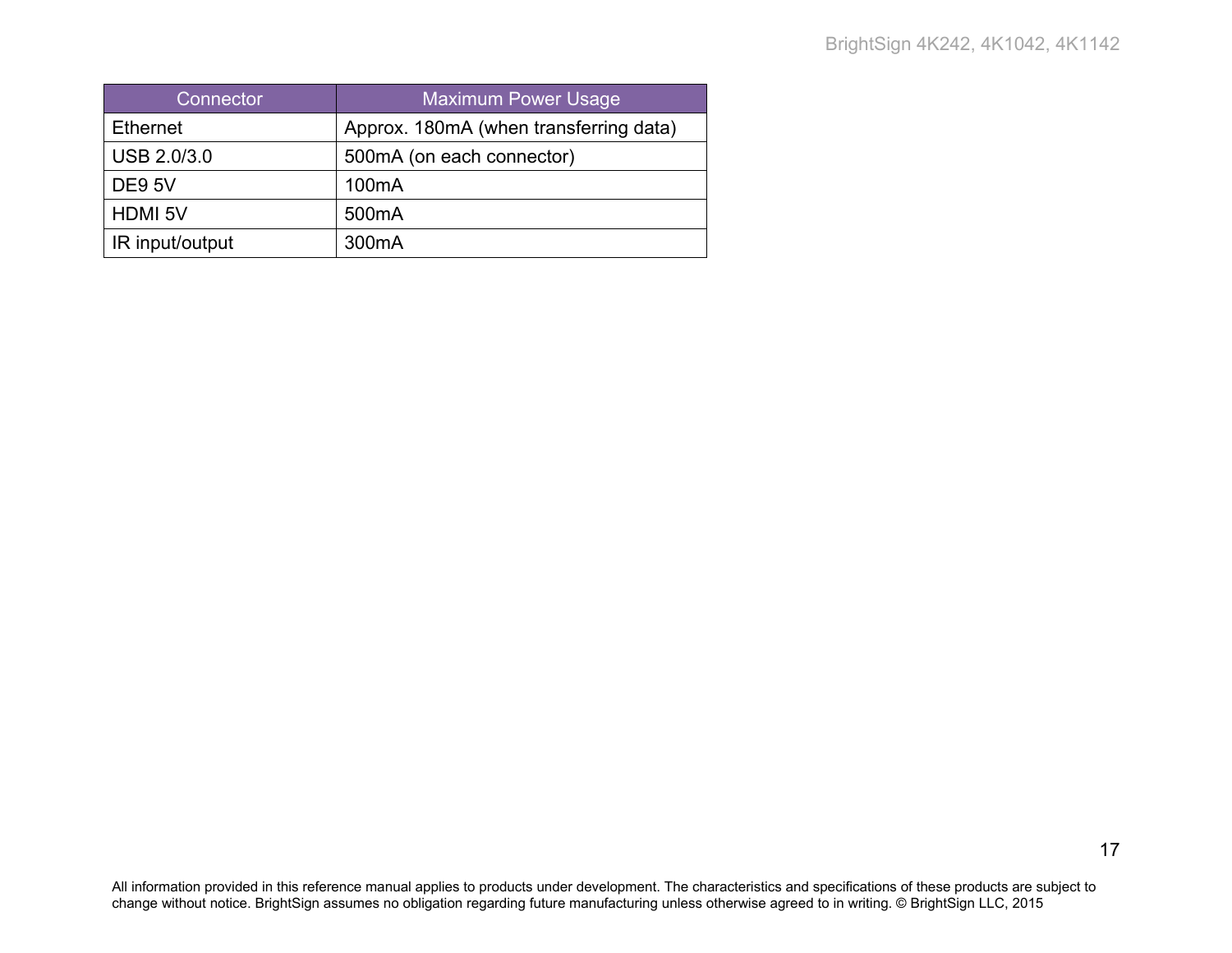| Connector | Maximum Power Usage |
| --- | --- |
| Ethernet | Approx. 180mA (when transferring data) |
| USB 2.0/3.0 | 500mA (on each connector) |
| DE9 5V | 100mA |
| HDMI 5V | 500mA |
| IR input/output | 300mA |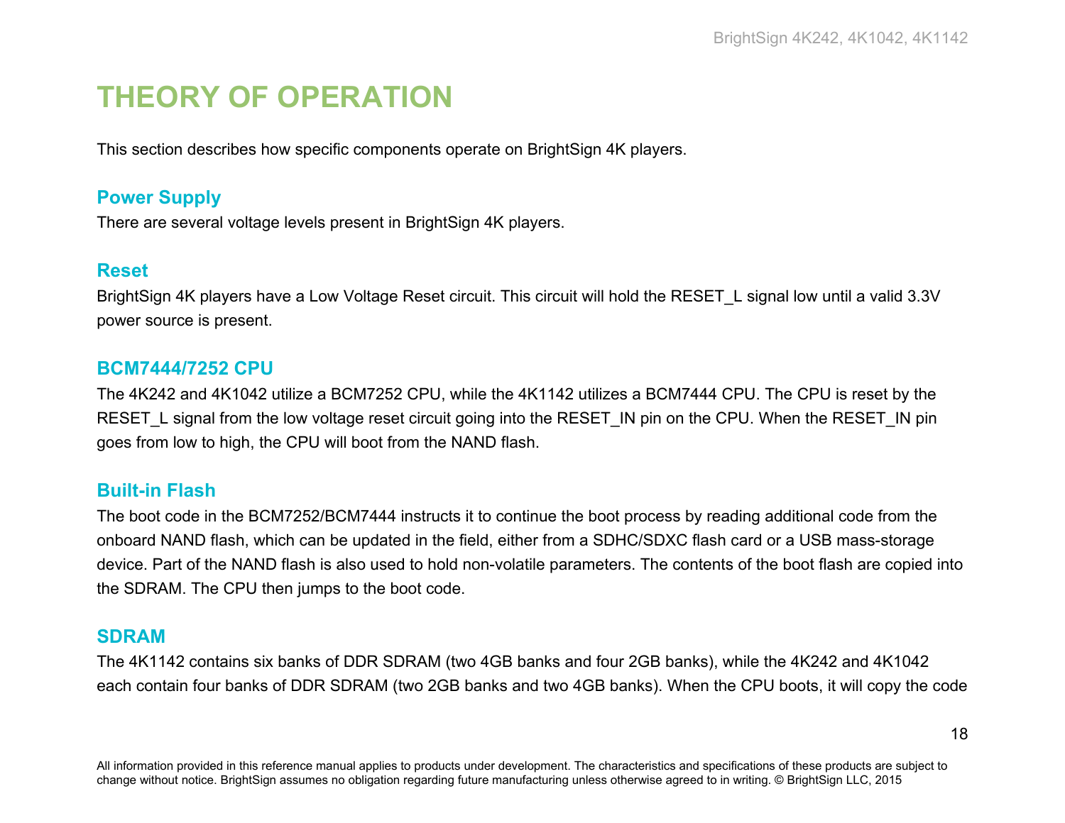# THEORY OF OPERATION

This section describes how specific components operate on BrightSign 4K players.

## Power Supply

There are several voltage levels present in BrightSign 4K players.

## Reset

BrightSign 4K players have a Low Voltage Reset circuit. This circuit will hold the RESET_L signal low until a valid 3.3V power source is present.

## BCM7444/7252 CPU

The 4K242 and 4K1042 utilize a BCM7252 CPU, while the 4K1142 utilizes a BCM7444 CPU. The CPU is reset by the RESET_L signal from the low voltage reset circuit going into the RESET_IN pin on the CPU. When the RESET_IN pin goes from low to high, the CPU will boot from the NAND flash.

## Built-in Flash

The boot code in the BCM7252/BCM7444 instructs it to continue the boot process by reading additional code from the onboard NAND flash, which can be updated in the field, either from a SDHC/SDXC flash card or a USB mass-storage device. Part of the NAND flash is also used to hold non-volatile parameters. The contents of the boot flash are copied into the SDRAM. The CPU then jumps to the boot code.

## SDRAM

The 4K1142 contains six banks of DDR SDRAM (two 4GB banks and four 2GB banks), while the 4K242 and 4K1042 each contain four banks of DDR SDRAM (two 2GB banks and two 4GB banks). When the CPU boots, it will copy the code

All information provided in this reference manual applies to products under development. The characteristics and specifications of these products are subject to change without notice. BrightSign assumes no obligation regarding future manufacturing unless otherwise agreed to in writing. © BrightSign LLC, 2015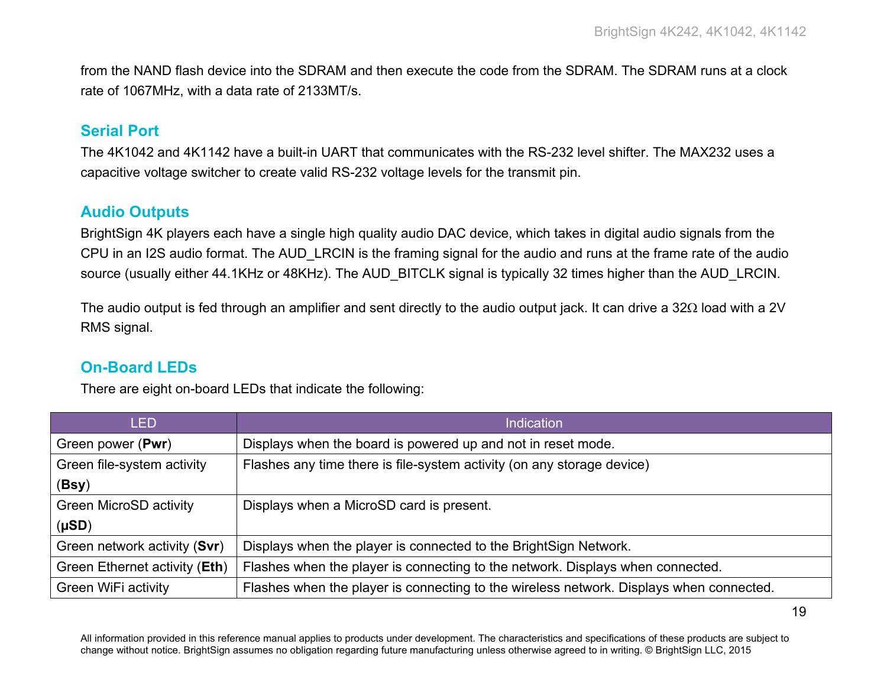from the NAND flash device into the SDRAM and then execute the code from the SDRAM. The SDRAM runs at a clock rate of 1067MHz, with a data rate of 2133MT/s.

## Serial Port

The 4K1042 and 4K1142 have a built-in UART that communicates with the RS-232 level shifter. The MAX232 uses a capacitive voltage switcher to create valid RS-232 voltage levels for the transmit pin.

## Audio Outputs

BrightSign 4K players each have a single high quality audio DAC device, which takes in digital audio signals from the CPU in an I2S audio format. The AUD_LRCIN is the framing signal for the audio and runs at the frame rate of the audio source (usually either 44.1KHz or 48KHz). The AUD_BITCLK signal is typically 32 times higher than the AUD_LRCIN.

The audio output is fed through an amplifier and sent directly to the audio output jack. It can drive a 32Ω load with a 2V RMS signal.

## On-Board LEDs

There are eight on-board LEDs that indicate the following:

| LED | Indication |
|---|---|
| Green power (**Pwr**) | Displays when the board is powered up and not in reset mode. |
| Green file-system activity (**Bsy**) | Flashes any time there is file-system activity (on any storage device) |
| Green MicroSD activity (**µSD**) | Displays when a MicroSD card is present. |
| Green network activity (**Svr**) | Displays when the player is connected to the BrightSign Network. |
| Green Ethernet activity (**Eth**) | Flashes when the player is connecting to the network. Displays when connected. |
| Green WiFi activity | Flashes when the player is connecting to the wireless network. Displays when connected. |

All information provided in this reference manual applies to products under development. The characteristics and specifications of these products are subject to change without notice. BrightSign assumes no obligation regarding future manufacturing unless otherwise agreed to in writing. © BrightSign LLC, 2015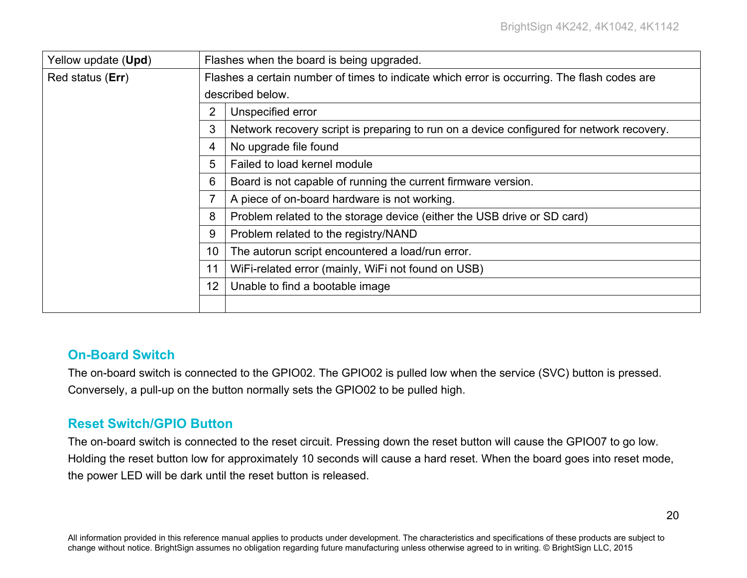| | | |
|---|---|---|
| Yellow update (**Upd**) | Flashes when the board is being upgraded. | |
| Red status (**Err**) | Flashes a certain number of times to indicate which error is occurring. The flash codes are described below. | |
| | 2 | Unspecified error |
| | 3 | Network recovery script is preparing to run on a device configured for network recovery. |
| | 4 | No upgrade file found |
| | 5 | Failed to load kernel module |
| | 6 | Board is not capable of running the current firmware version. |
| | 7 | A piece of on-board hardware is not working. |
| | 8 | Problem related to the storage device (either the USB drive or SD card) |
| | 9 | Problem related to the registry/NAND |
| | 10 | The autorun script encountered a load/run error. |
| | 11 | WiFi-related error (mainly, WiFi not found on USB) |
| | 12 | Unable to find a bootable image |
| | | |

## On-Board Switch

The on-board switch is connected to the GPIO02. The GPIO02 is pulled low when the service (SVC) button is pressed. Conversely, a pull-up on the button normally sets the GPIO02 to be pulled high.

## Reset Switch/GPIO Button

The on-board switch is connected to the reset circuit. Pressing down the reset button will cause the GPIO07 to go low. Holding the reset button low for approximately 10 seconds will cause a hard reset. When the board goes into reset mode, the power LED will be dark until the reset button is released.

All information provided in this reference manual applies to products under development. The characteristics and specifications of these products are subject to change without notice. BrightSign assumes no obligation regarding future manufacturing unless otherwise agreed to in writing. © BrightSign LLC, 2015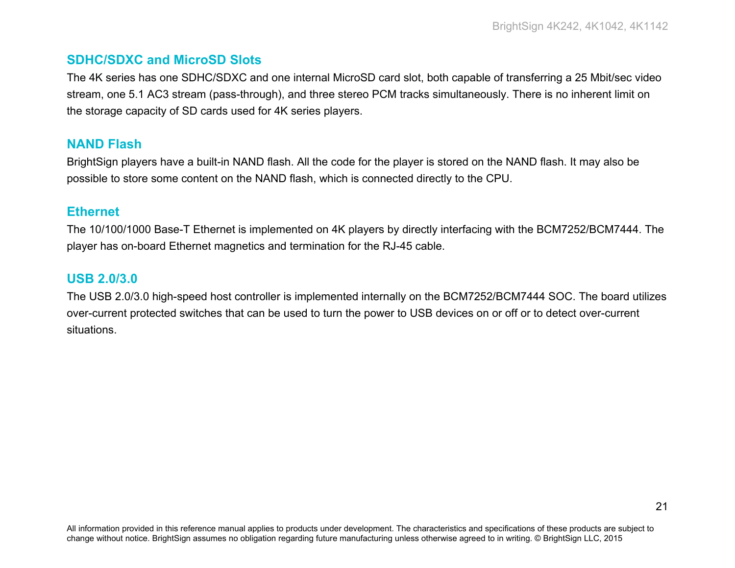## SDHC/SDXC and MicroSD Slots

The 4K series has one SDHC/SDXC and one internal MicroSD card slot, both capable of transferring a 25 Mbit/sec video stream, one 5.1 AC3 stream (pass-through), and three stereo PCM tracks simultaneously. There is no inherent limit on the storage capacity of SD cards used for 4K series players.

## NAND Flash

BrightSign players have a built-in NAND flash. All the code for the player is stored on the NAND flash. It may also be possible to store some content on the NAND flash, which is connected directly to the CPU.

## Ethernet

The 10/100/1000 Base-T Ethernet is implemented on 4K players by directly interfacing with the BCM7252/BCM7444. The player has on-board Ethernet magnetics and termination for the RJ-45 cable.

## USB 2.0/3.0

The USB 2.0/3.0 high-speed host controller is implemented internally on the BCM7252/BCM7444 SOC. The board utilizes over-current protected switches that can be used to turn the power to USB devices on or off or to detect over-current situations.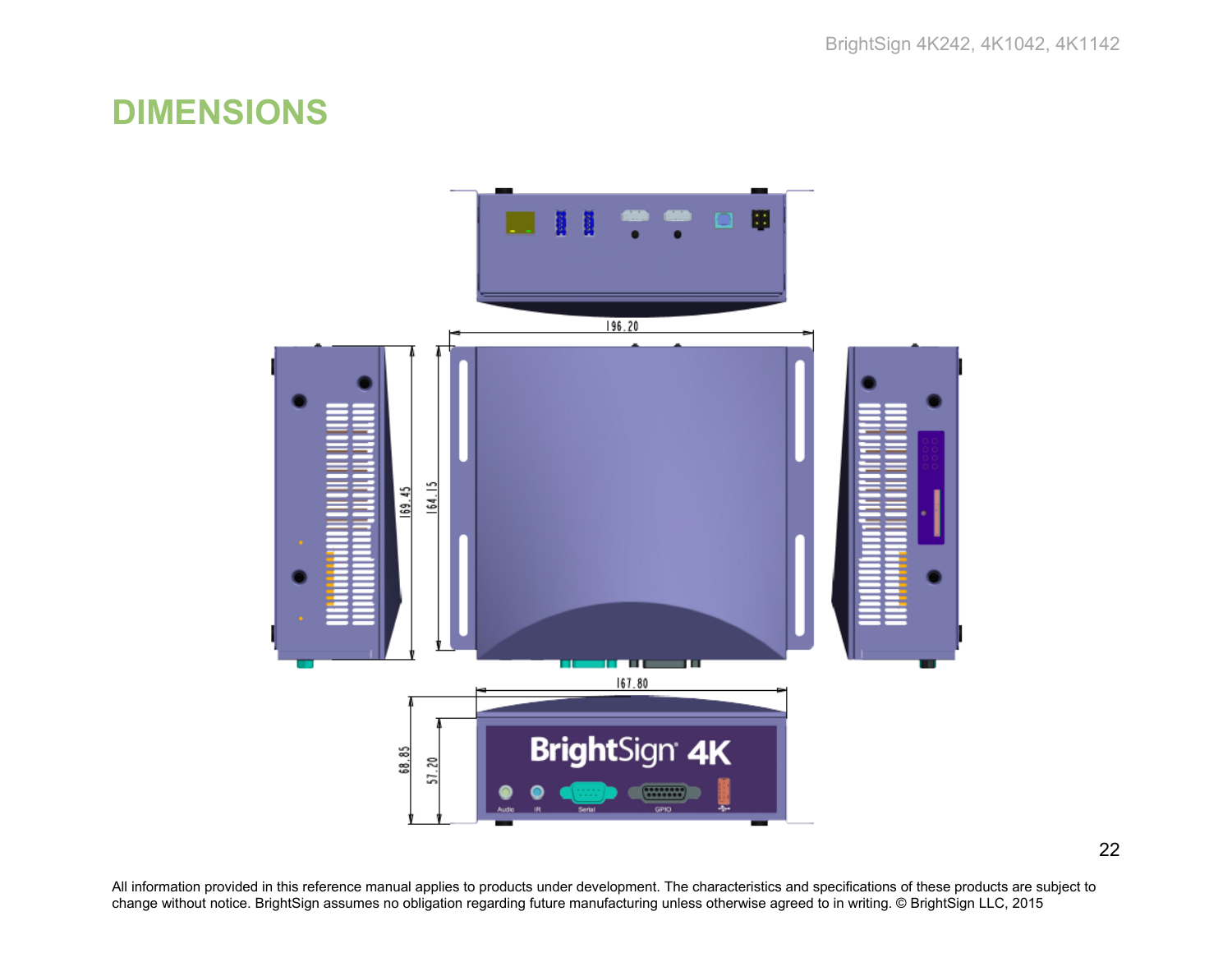# DIMENSIONS

All information provided in this reference manual applies to products under development. The characteristics and specifications of these products are subject to change without notice. BrightSign assumes no obligation regarding future manufacturing unless otherwise agreed to in writing. © BrightSign LLC, 2015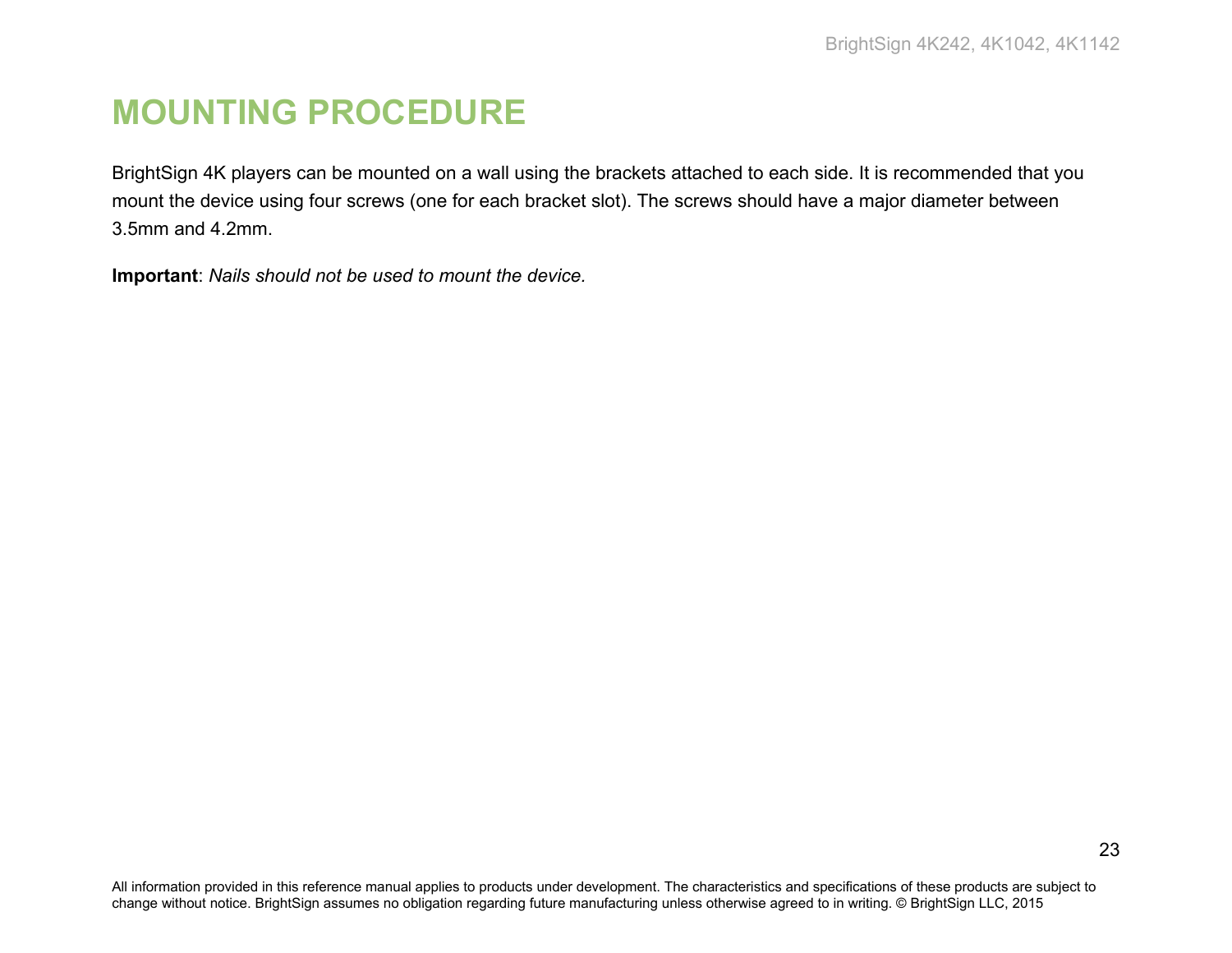# MOUNTING PROCEDURE

BrightSign 4K players can be mounted on a wall using the brackets attached to each side. It is recommended that you mount the device using four screws (one for each bracket slot). The screws should have a major diameter between 3.5mm and 4.2mm.

**Important**: *Nails should not be used to mount the device.*

All information provided in this reference manual applies to products under development. The characteristics and specifications of these products are subject to change without notice. BrightSign assumes no obligation regarding future manufacturing unless otherwise agreed to in writing. © BrightSign LLC, 2015